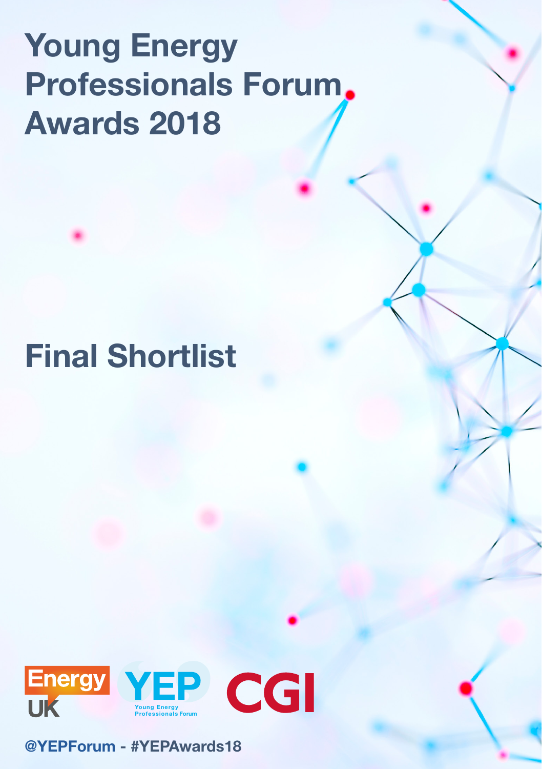# Young Energy Professionals Forum Awards 2018

## Final Shortlist

Energy UK

YEP Young Energy Professionals Forum

CGI

@YEPForum - #YEPAwards18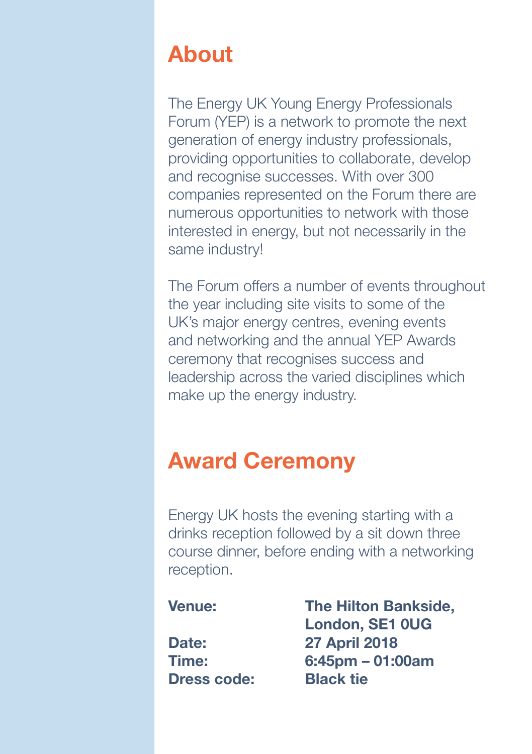## About

The Energy UK Young Energy Professionals Forum (YEP) is a network to promote the next generation of energy industry professionals, providing opportunities to collaborate, develop and recognise successes. With over 300 companies represented on the Forum there are numerous opportunities to network with those interested in energy, but not necessarily in the same industry!

The Forum offers a number of events throughout the year including site visits to some of the UK's major energy centres, evening events and networking and the annual YEP Awards ceremony that recognises success and leadership across the varied disciplines which make up the energy industry.

## Award Ceremony

Energy UK hosts the evening starting with a drinks reception followed by a sit down three course dinner, before ending with a networking reception.

**Venue:** **The Hilton Bankside, London, SE1 0UG**
**Date:** **27 April 2018**
**Time:** **6:45pm – 01:00am**
**Dress code:** **Black tie**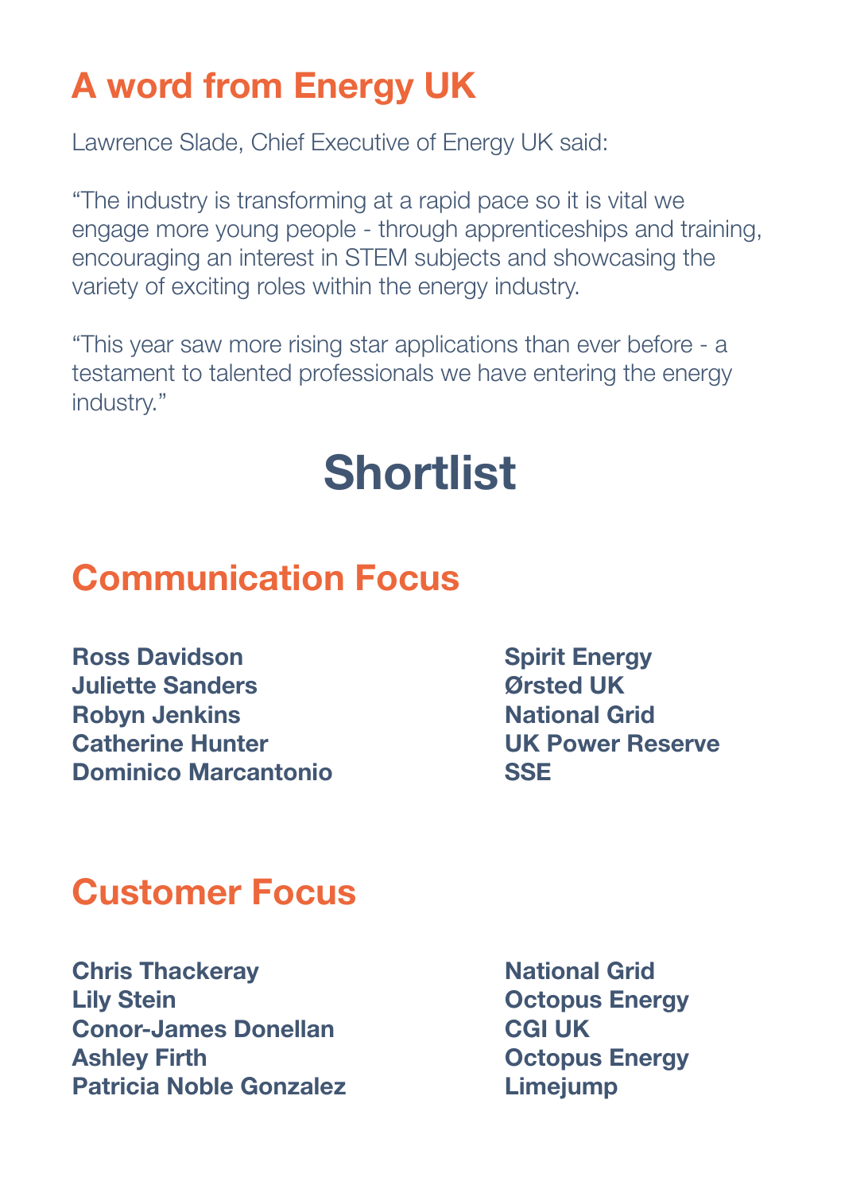## A word from Energy UK

Lawrence Slade, Chief Executive of Energy UK said:

"The industry is transforming at a rapid pace so it is vital we engage more young people - through apprenticeships and training, encouraging an interest in STEM subjects and showcasing the variety of exciting roles within the energy industry.

"This year saw more rising star applications than ever before - a testament to talented professionals we have entering the energy industry."

# Shortlist

## Communication Focus

| Name | Organisation |
| --- | --- |
| **Ross Davidson** | **Spirit Energy** |
| **Juliette Sanders** | **Ørsted UK** |
| **Robyn Jenkins** | **National Grid** |
| **Catherine Hunter** | **UK Power Reserve** |
| **Dominico Marcantonio** | **SSE** |

## Customer Focus

| Name | Organisation |
| --- | --- |
| **Chris Thackeray** | **National Grid** |
| **Lily Stein** | **Octopus Energy** |
| **Conor-James Donellan** | **CGI UK** |
| **Ashley Firth** | **Octopus Energy** |
| **Patricia Noble Gonzalez** | **Limejump** |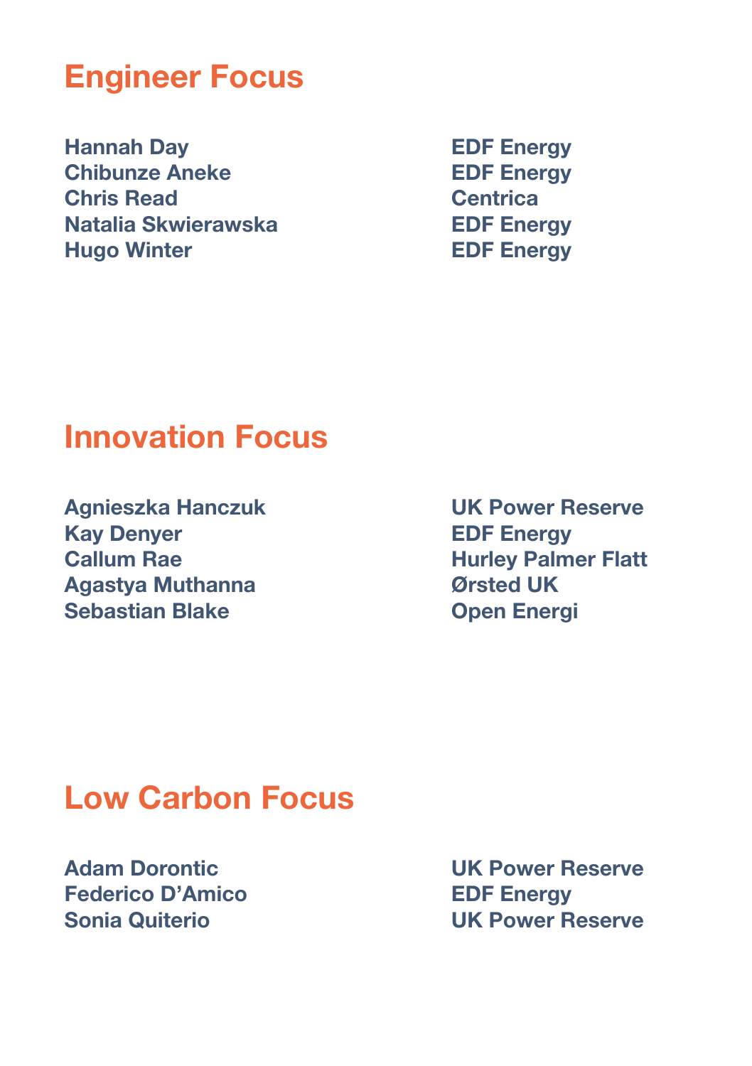## Engineer Focus

| | |
|---|---|
| **Hannah Day** | **EDF Energy** |
| **Chibunze Aneke** | **EDF Energy** |
| **Chris Read** | **Centrica** |
| **Natalia Skwierawska** | **EDF Energy** |
| **Hugo Winter** | **EDF Energy** |

## Innovation Focus

| | |
|---|---|
| **Agnieszka Hanczuk** | **UK Power Reserve** |
| **Kay Denyer** | **EDF Energy** |
| **Callum Rae** | **Hurley Palmer Flatt** |
| **Agastya Muthanna** | **Ørsted UK** |
| **Sebastian Blake** | **Open Energi** |

## Low Carbon Focus

| | |
|---|---|
| **Adam Dorontic** | **UK Power Reserve** |
| **Federico D'Amico** | **EDF Energy** |
| **Sonia Quiterio** | **UK Power Reserve** |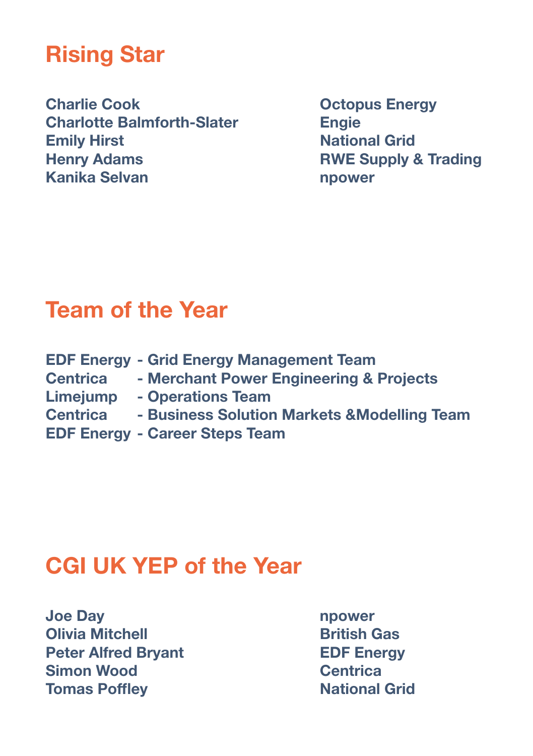## Rising Star

| | |
|---|---|
| Charlie Cook | Octopus Energy |
| Charlotte Balmforth-Slater | Engie |
| Emily Hirst | National Grid |
| Henry Adams | RWE Supply & Trading |
| Kanika Selvan | npower |

## Team of the Year

EDF Energy - Grid Energy Management Team
Centrica - Merchant Power Engineering & Projects
Limejump - Operations Team
Centrica - Business Solution Markets &Modelling Team
EDF Energy - Career Steps Team

## CGI UK YEP of the Year

| | |
|---|---|
| Joe Day | npower |
| Olivia Mitchell | British Gas |
| Peter Alfred Bryant | EDF Energy |
| Simon Wood | Centrica |
| Tomas Poffley | National Grid |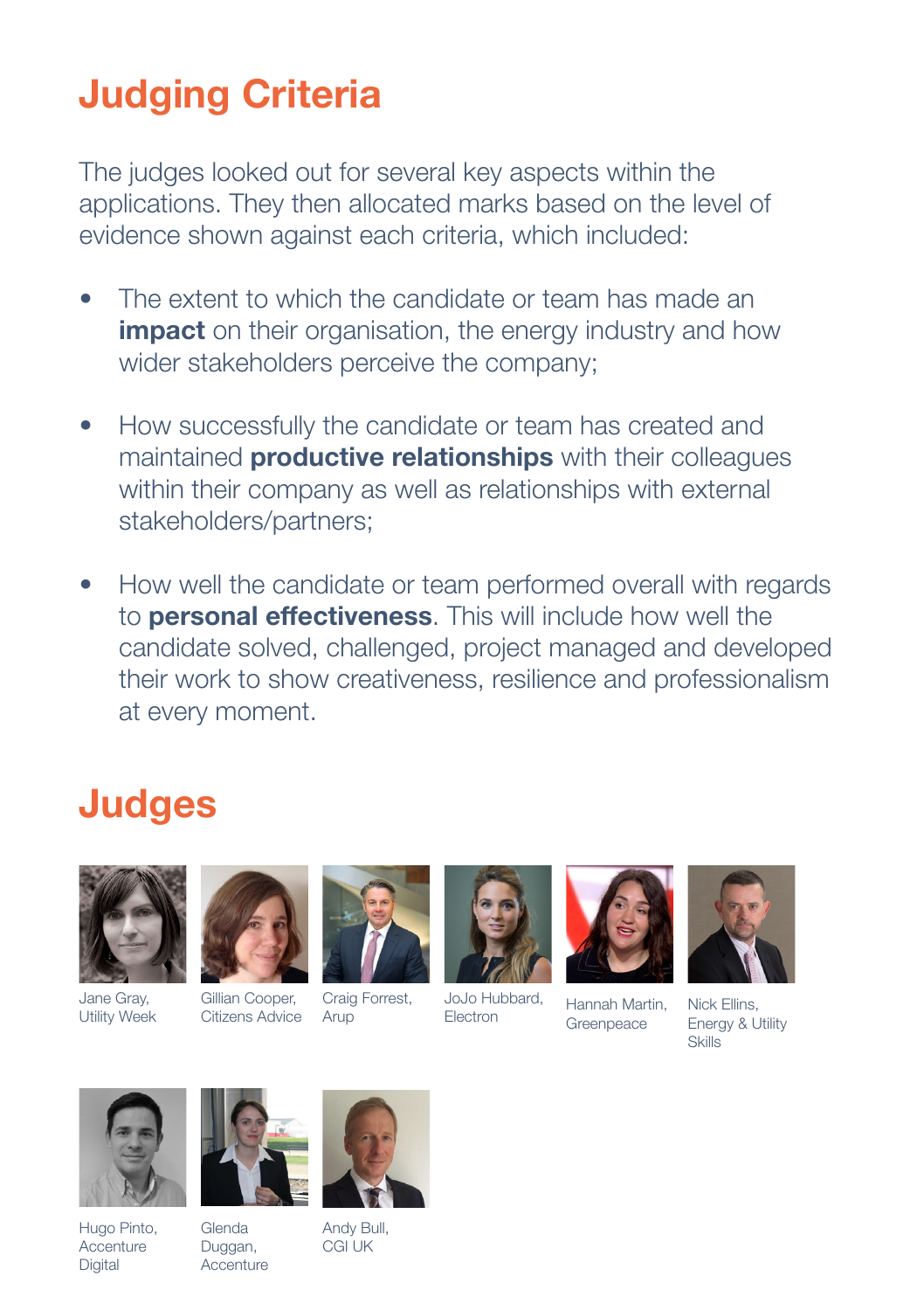# Judging Criteria

The judges looked out for several key aspects within the applications. They then allocated marks based on the level of evidence shown against each criteria, which included:

- The extent to which the candidate or team has made an **impact** on their organisation, the energy industry and how wider stakeholders perceive the company;
- How successfully the candidate or team has created and maintained **productive relationships** with their colleagues within their company as well as relationships with external stakeholders/partners;
- How well the candidate or team performed overall with regards to **personal effectiveness**. This will include how well the candidate solved, challenged, project managed and developed their work to show creativeness, resilience and professionalism at every moment.

# Judges

Jane Gray, Utility Week

Gillian Cooper, Citizens Advice

Craig Forrest, Arup

JoJo Hubbard, Electron

Hannah Martin, Greenpeace

Nick Ellins, Energy & Utility Skills

Hugo Pinto, Accenture Digital

Glenda Duggan, Accenture

Andy Bull, CGI UK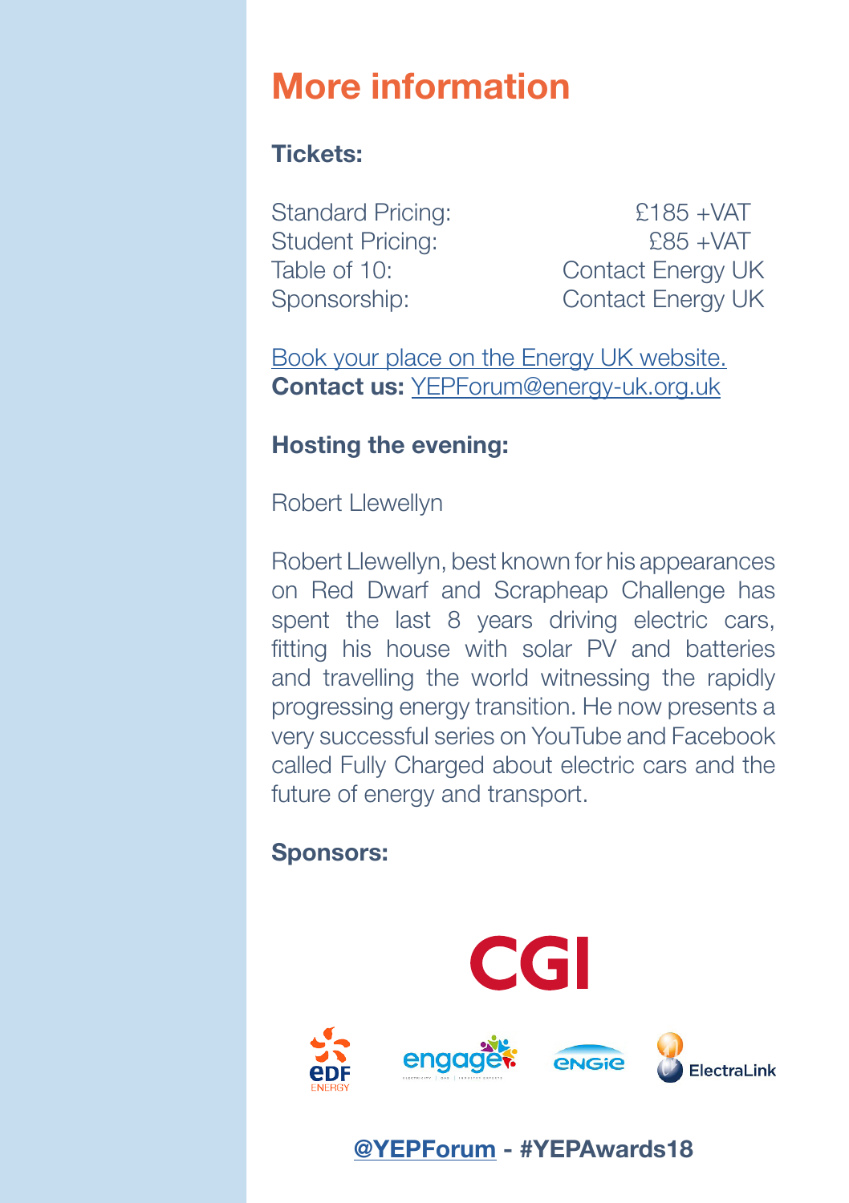# More information

**Tickets:**

| | |
|---|---|
| Standard Pricing: | £185 +VAT |
| Student Pricing: | £85 +VAT |
| Table of 10: | Contact Energy UK |
| Sponsorship: | Contact Energy UK |

Book your place on the Energy UK website.
**Contact us:** YEPForum@energy-uk.org.uk

**Hosting the evening:**

Robert Llewellyn

Robert Llewellyn, best known for his appearances on Red Dwarf and Scrapheap Challenge has spent the last 8 years driving electric cars, fitting his house with solar PV and batteries and travelling the world witnessing the rapidly progressing energy transition. He now presents a very successful series on YouTube and Facebook called Fully Charged about electric cars and the future of energy and transport.

**Sponsors:**

CGI

EDF ENERGY

engage

ENGIE

ElectraLink

**@YEPForum - #YEPAwards18**